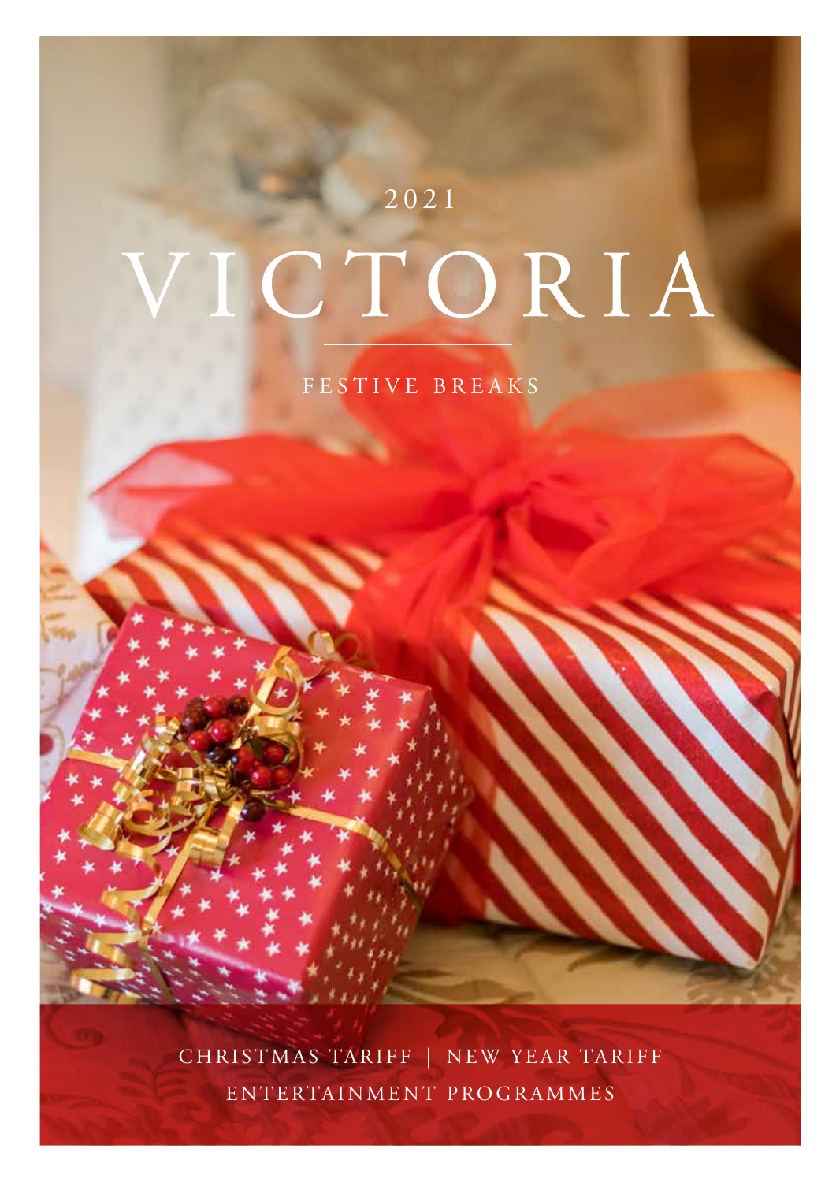2021

# VICTORIA

FESTIVE BREAKS

CHRISTMAS TARIFF | NEW YEAR TARIFF

ENTERTAINMENT PROGRAMMES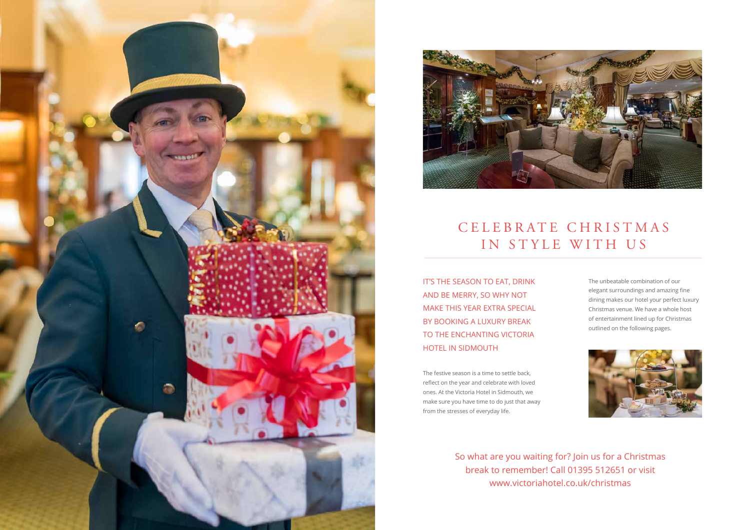# CELEBRATE CHRISTMAS IN STYLE WITH US

IT'S THE SEASON TO EAT, DRINK AND BE MERRY, SO WHY NOT MAKE THIS YEAR EXTRA SPECIAL BY BOOKING A LUXURY BREAK TO THE ENCHANTING VICTORIA HOTEL IN SIDMOUTH

The festive season is a time to settle back, reflect on the year and celebrate with loved ones. At the Victoria Hotel in Sidmouth, we make sure you have time to do just that away from the stresses of everyday life.

The unbeatable combination of our elegant surroundings and amazing fine dining makes our hotel your perfect luxury Christmas venue. We have a whole host of entertainment lined up for Christmas outlined on the following pages.

So what are you waiting for? Join us for a Christmas break to remember! Call 01395 512651 or visit www.victoriahotel.co.uk/christmas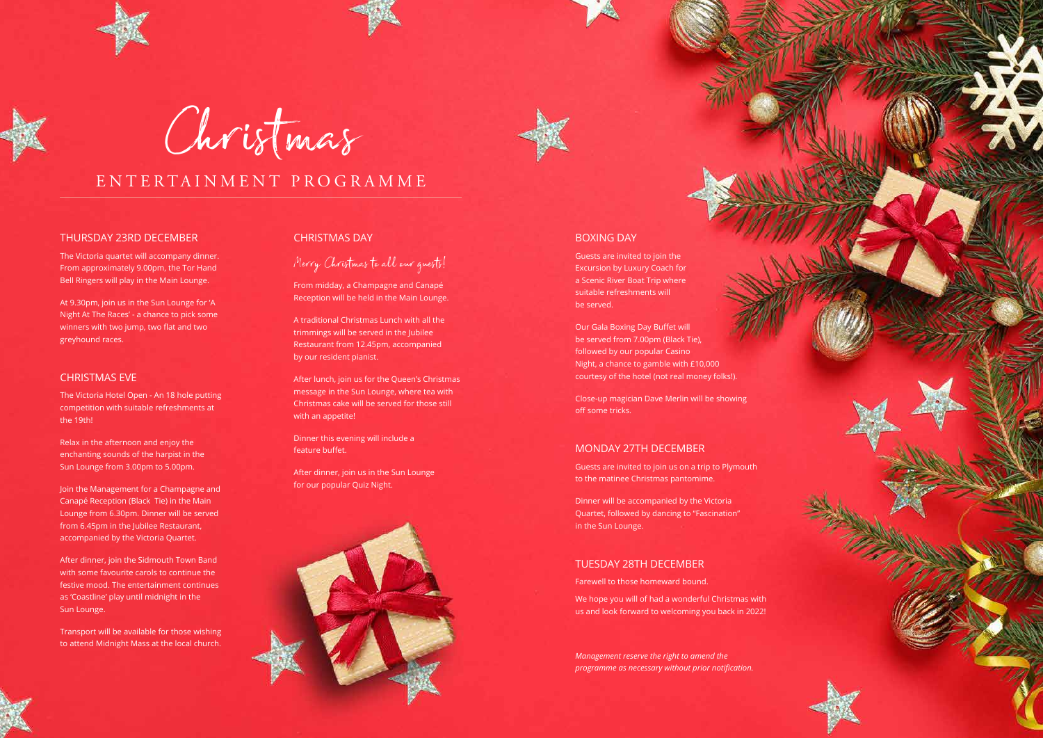# Christmas

## ENTERTAINMENT PROGRAMME

### THURSDAY 23RD DECEMBER

The Victoria quartet will accompany dinner. From approximately 9.00pm, the Tor Hand Bell Ringers will play in the Main Lounge.

At 9.30pm, join us in the Sun Lounge for 'A Night At The Races' - a chance to pick some winners with two jump, two flat and two greyhound races.

### CHRISTMAS EVE

The Victoria Hotel Open - An 18 hole putting competition with suitable refreshments at the 19th!

Relax in the afternoon and enjoy the enchanting sounds of the harpist in the Sun Lounge from 3.00pm to 5.00pm.

Join the Management for a Champagne and Canapé Reception (Black Tie) in the Main Lounge from 6.30pm. Dinner will be served from 6.45pm in the Jubilee Restaurant, accompanied by the Victoria Quartet.

After dinner, join the Sidmouth Town Band with some favourite carols to continue the festive mood. The entertainment continues as 'Coastline' play until midnight in the Sun Lounge.

Transport will be available for those wishing to attend Midnight Mass at the local church.

### CHRISTMAS DAY

*Merry Christmas to all our guests!*

From midday, a Champagne and Canapé Reception will be held in the Main Lounge.

A traditional Christmas Lunch with all the trimmings will be served in the Jubilee Restaurant from 12.45pm, accompanied by our resident pianist.

After lunch, join us for the Queen's Christmas message in the Sun Lounge, where tea with Christmas cake will be served for those still with an appetite!

Dinner this evening will include a feature buffet.

After dinner, join us in the Sun Lounge for our popular Quiz Night.

### BOXING DAY

Guests are invited to join the Excursion by Luxury Coach for a Scenic River Boat Trip where suitable refreshments will be served.

Our Gala Boxing Day Buffet will be served from 7.00pm (Black Tie), followed by our popular Casino Night, a chance to gamble with £10,000 courtesy of the hotel (not real money folks!).

Close-up magician Dave Merlin will be showing off some tricks.

### MONDAY 27TH DECEMBER

Guests are invited to join us on a trip to Plymouth to the matinee Christmas pantomime.

Dinner will be accompanied by the Victoria Quartet, followed by dancing to "Fascination" in the Sun Lounge.

### TUESDAY 28TH DECEMBER

Farewell to those homeward bound.

We hope you will of had a wonderful Christmas with us and look forward to welcoming you back in 2022!

*Management reserve the right to amend the programme as necessary without prior notification.*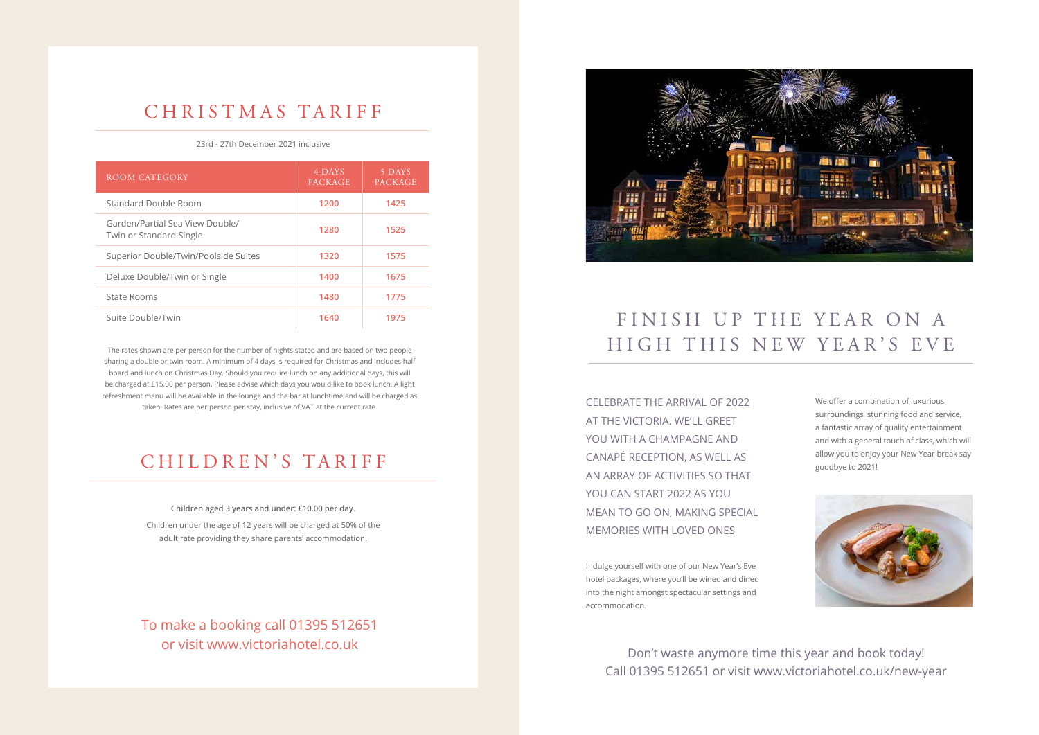# CHRISTMAS TARIFF

23rd - 27th December 2021 inclusive

| ROOM CATEGORY | 4 DAYS PACKAGE | 5 DAYS PACKAGE |
|---|---|---|
| Standard Double Room | 1200 | 1425 |
| Garden/Partial Sea View Double/ Twin or Standard Single | 1280 | 1525 |
| Superior Double/Twin/Poolside Suites | 1320 | 1575 |
| Deluxe Double/Twin or Single | 1400 | 1675 |
| State Rooms | 1480 | 1775 |
| Suite Double/Twin | 1640 | 1975 |

The rates shown are per person for the number of nights stated and are based on two people sharing a double or twin room. A minimum of 4 days is required for Christmas and includes half board and lunch on Christmas Day. Should you require lunch on any additional days, this will be charged at £15.00 per person. Please advise which days you would like to book lunch. A light refreshment menu will be available in the lounge and the bar at lunchtime and will be charged as taken. Rates are per person per stay, inclusive of VAT at the current rate.

# CHILDREN'S TARIFF

**Children aged 3 years and under: £10.00 per day.**

Children under the age of 12 years will be charged at 50% of the adult rate providing they share parents' accommodation.

To make a booking call 01395 512651 or visit www.victoriahotel.co.uk

# FINISH UP THE YEAR ON A HIGH THIS NEW YEAR'S EVE

CELEBRATE THE ARRIVAL OF 2022 AT THE VICTORIA. WE'LL GREET YOU WITH A CHAMPAGNE AND CANAPÉ RECEPTION, AS WELL AS AN ARRAY OF ACTIVITIES SO THAT YOU CAN START 2022 AS YOU MEAN TO GO ON, MAKING SPECIAL MEMORIES WITH LOVED ONES

Indulge yourself with one of our New Year's Eve hotel packages, where you'll be wined and dined into the night amongst spectacular settings and accommodation.

We offer a combination of luxurious surroundings, stunning food and service, a fantastic array of quality entertainment and with a general touch of class, which will allow you to enjoy your New Year break say goodbye to 2021!

Don't waste anymore time this year and book today!
Call 01395 512651 or visit www.victoriahotel.co.uk/new-year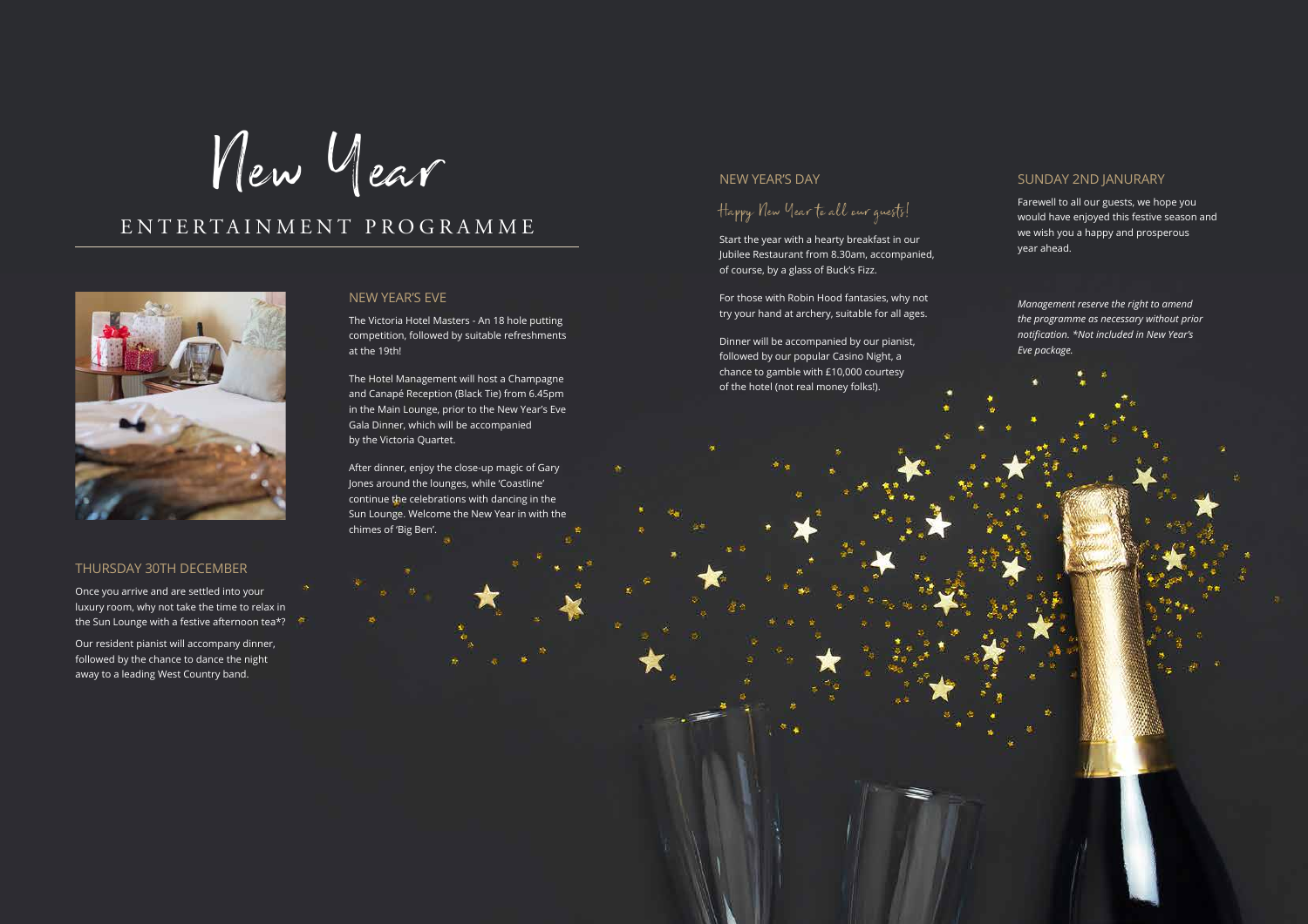# New Year

## ENTERTAINMENT PROGRAMME

### THURSDAY 30TH DECEMBER

Once you arrive and are settled into your luxury room, why not take the time to relax in the Sun Lounge with a festive afternoon tea*?

Our resident pianist will accompany dinner, followed by the chance to dance the night away to a leading West Country band.

### NEW YEAR'S EVE

The Victoria Hotel Masters - An 18 hole putting competition, followed by suitable refreshments at the 19th!

The Hotel Management will host a Champagne and Canapé Reception (Black Tie) from 6.45pm in the Main Lounge, prior to the New Year's Eve Gala Dinner, which will be accompanied by the Victoria Quartet.

After dinner, enjoy the close-up magic of Gary Jones around the lounges, while 'Coastline' continue the celebrations with dancing in the Sun Lounge. Welcome the New Year in with the chimes of 'Big Ben'.

### NEW YEAR'S DAY

*Happy New Year to all our guests!*

Start the year with a hearty breakfast in our Jubilee Restaurant from 8.30am, accompanied, of course, by a glass of Buck's Fizz.

For those with Robin Hood fantasies, why not try your hand at archery, suitable for all ages.

Dinner will be accompanied by our pianist, followed by our popular Casino Night, a chance to gamble with £10,000 courtesy of the hotel (not real money folks!).

### SUNDAY 2ND JANURARY

Farewell to all our guests, we hope you would have enjoyed this festive season and we wish you a happy and prosperous year ahead.

*Management reserve the right to amend the programme as necessary without prior notification. *Not included in New Year's Eve package.*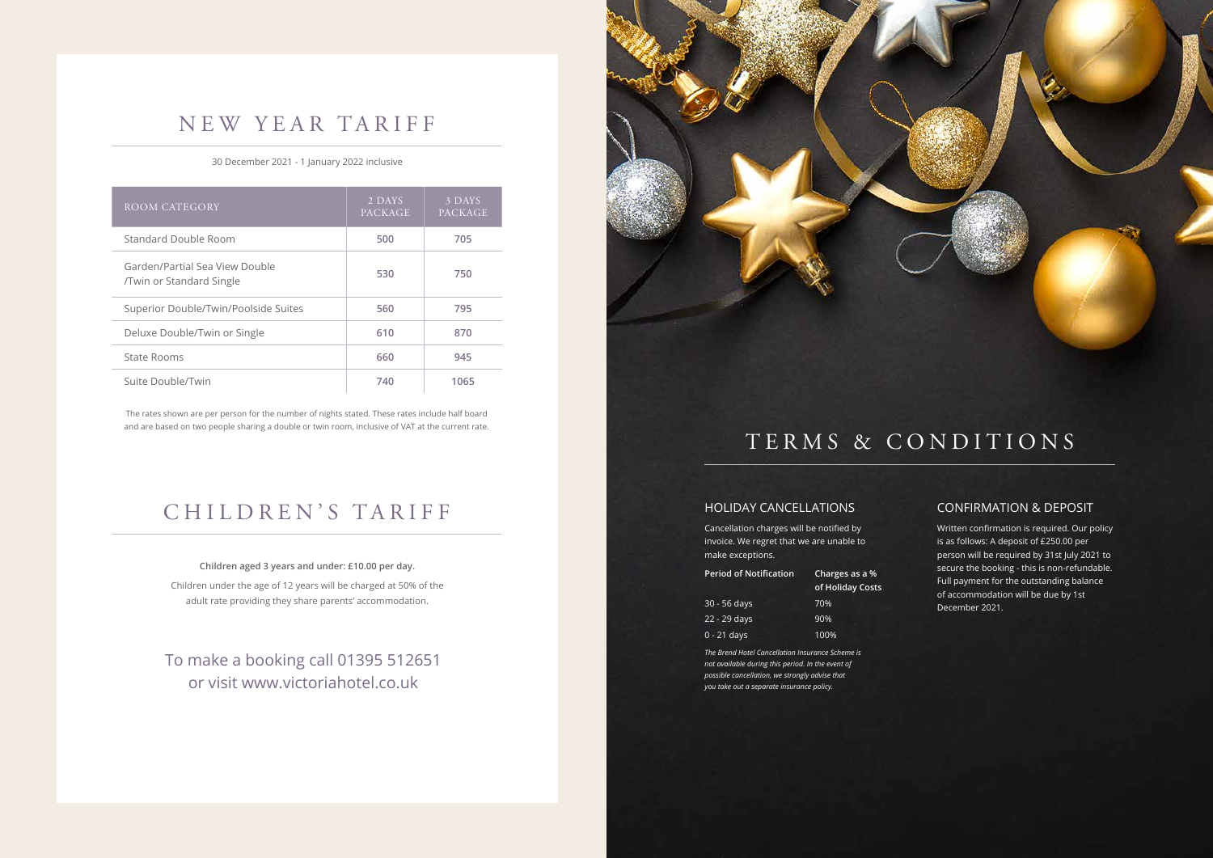# NEW YEAR TARIFF

30 December 2021 - 1 January 2022 inclusive

| ROOM CATEGORY | 2 DAYS PACKAGE | 3 DAYS PACKAGE |
| --- | --- | --- |
| Standard Double Room | 500 | 705 |
| Garden/Partial Sea View Double /Twin or Standard Single | 530 | 750 |
| Superior Double/Twin/Poolside Suites | 560 | 795 |
| Deluxe Double/Twin or Single | 610 | 870 |
| State Rooms | 660 | 945 |
| Suite Double/Twin | 740 | 1065 |

The rates shown are per person for the number of nights stated. These rates include half board and are based on two people sharing a double or twin room, inclusive of VAT at the current rate.

# CHILDREN'S TARIFF

**Children aged 3 years and under: £10.00 per day.**

Children under the age of 12 years will be charged at 50% of the adult rate providing they share parents' accommodation.

To make a booking call 01395 512651 or visit www.victoriahotel.co.uk

# TERMS & CONDITIONS

## HOLIDAY CANCELLATIONS

Cancellation charges will be notified by invoice. We regret that we are unable to make exceptions.

| Period of Notification | Charges as a % of Holiday Costs |
| --- | --- |
| 30 - 56 days | 70% |
| 22 - 29 days | 90% |
| 0 - 21 days | 100% |

*The Brend Hotel Cancellation Insurance Scheme is not available during this period. In the event of possible cancellation, we strongly advise that you take out a separate insurance policy.*

## CONFIRMATION & DEPOSIT

Written confirmation is required. Our policy is as follows: A deposit of £250.00 per person will be required by 31st July 2021 to secure the booking - this is non-refundable. Full payment for the outstanding balance of accommodation will be due by 1st December 2021.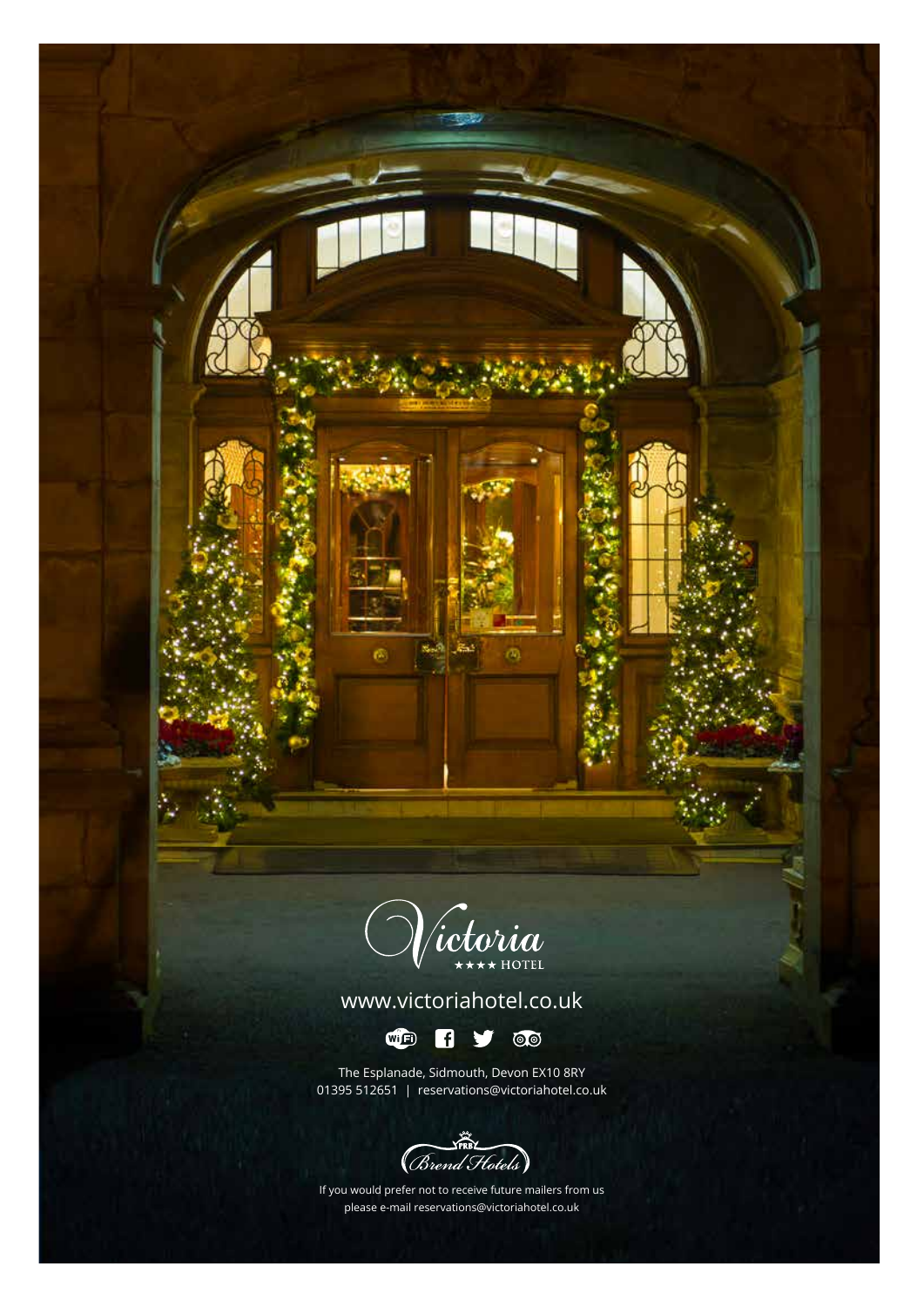Victoria
★★★★ HOTEL

www.victoriahotel.co.uk

The Esplanade, Sidmouth, Devon EX10 8RY
01395 512651 | reservations@victoriahotel.co.uk

Brend Hotels

If you would prefer not to receive future mailers from us
please e-mail reservations@victoriahotel.co.uk